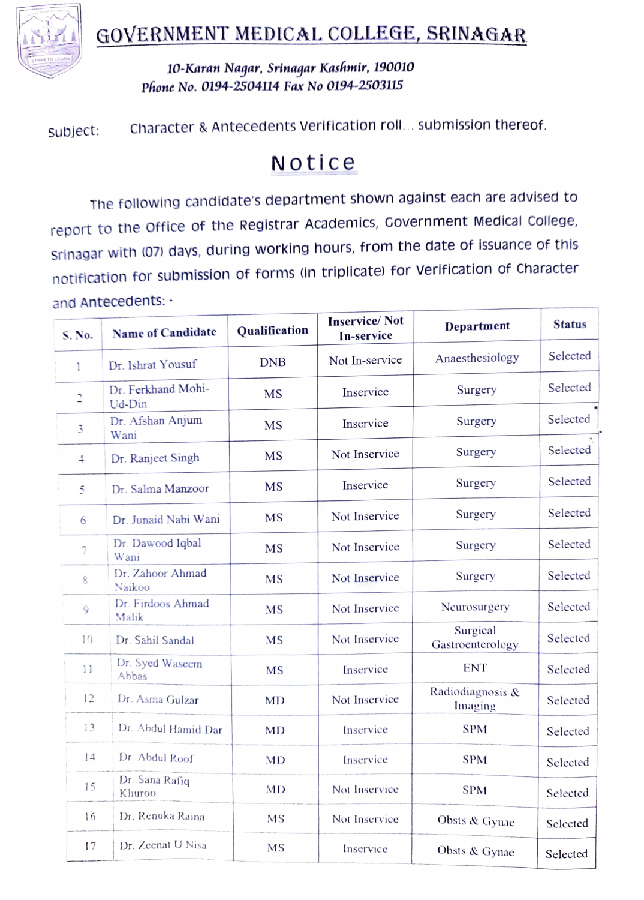# GOVERNMENT MEDICAL COLLEGE, SRINAGAR

*10-Karan Nagar, Srinagar Kashmir, 190010*

*Phone No. 0194-2504114 Fax No 0194-2503115*

Subject: Character & Antecedents Verification roll... submission thereof.

## Notice

The following candidate's department shown against each are advised to report to the Office of the Registrar Academics, Government Medical College, Srinagar with (07) days, during working hours, from the date of issuance of this notification for submission of forms (in triplicate) for Verification of Character and Antecedents: -

| S. No. | Name of Candidate | Qualification | Inservice/ Not In-service | Department | Status |
|---|---|---|---|---|---|
| 1 | Dr. Ishrat Yousuf | DNB | Not In-service | Anaesthesiology | Selected |
| 2 | Dr. Ferkhand Mohi-Ud-Din | MS | Inservice | Surgery | Selected |
| 3 | Dr. Afshan Anjum Wani | MS | Inservice | Surgery | Selected |
| 4 | Dr. Ranjeet Singh | MS | Not Inservice | Surgery | Selected |
| 5 | Dr. Salma Manzoor | MS | Inservice | Surgery | Selected |
| 6 | Dr. Junaid Nabi Wani | MS | Not Inservice | Surgery | Selected |
| 7 | Dr. Dawood Iqbal Wani | MS | Not Inservice | Surgery | Selected |
| 8 | Dr. Zahoor Ahmad Naikoo | MS | Not Inservice | Surgery | Selected |
| 9 | Dr. Firdoos Ahmad Malik | MS | Not Inservice | Neurosurgery | Selected |
| 10 | Dr. Sahil Sandal | MS | Not Inservice | Surgical Gastroenterology | Selected |
| 11 | Dr. Syed Waseem Abbas | MS | Inservice | ENT | Selected |
| 12 | Dr. Asma Gulzar | MD | Not Inservice | Radiodiagnosis & Imaging | Selected |
| 13 | Dr. Abdul Hamid Dar | MD | Inservice | SPM | Selected |
| 14 | Dr. Abdul Roof | MD | Inservice | SPM | Selected |
| 15 | Dr. Sana Rafiq Khuroo | MD | Not Inservice | SPM | Selected |
| 16 | Dr. Renuka Raina | MS | Not Inservice | Obsts & Gynae | Selected |
| 17 | Dr. Zeenat U Nisa | MS | Inservice | Obsts & Gynae | Selected |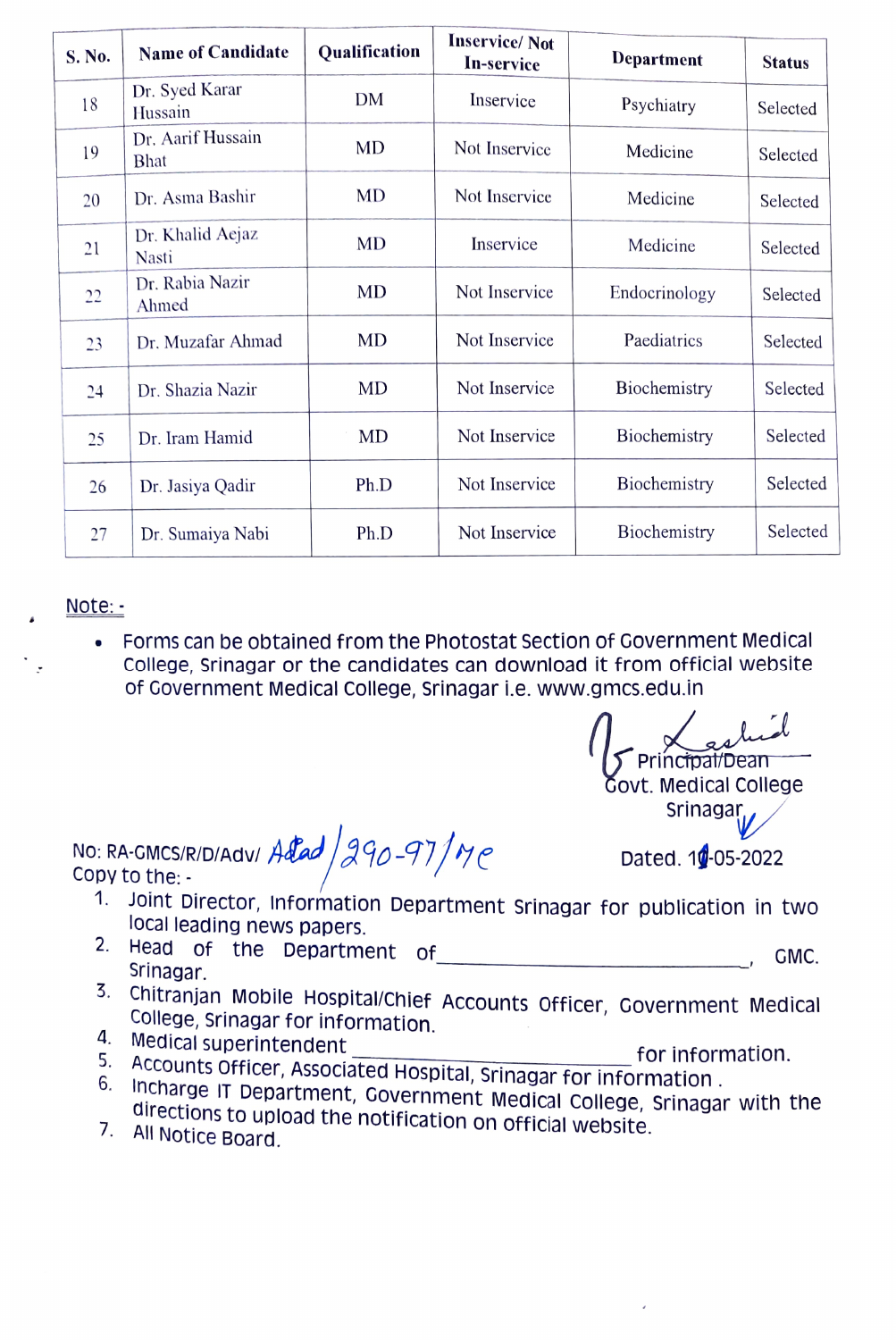| S. No. | Name of Candidate | Qualification | Inservice/ Not In-service | Department | Status |
|---|---|---|---|---|---|
| 18 | Dr. Syed Karar Hussain | DM | Inservice | Psychiatry | Selected |
| 19 | Dr. Aarif Hussain Bhat | MD | Not Inservice | Medicine | Selected |
| 20 | Dr. Asma Bashir | MD | Not Inservice | Medicine | Selected |
| 21 | Dr. Khalid Aejaz Nasti | MD | Inservice | Medicine | Selected |
| 22 | Dr. Rabia Nazir Ahmed | MD | Not Inservice | Endocrinology | Selected |
| 23 | Dr. Muzafar Ahmad | MD | Not Inservice | Paediatrics | Selected |
| 24 | Dr. Shazia Nazir | MD | Not Inservice | Biochemistry | Selected |
| 25 | Dr. Iram Hamid | MD | Not Inservice | Biochemistry | Selected |
| 26 | Dr. Jasiya Qadir | Ph.D | Not Inservice | Biochemistry | Selected |
| 27 | Dr. Sumaiya Nabi | Ph.D | Not Inservice | Biochemistry | Selected |

Note: -

- Forms can be obtained from the Photostat Section of Government Medical College, Srinagar or the candidates can download it from official website of Government Medical College, Srinagar i.e. www.gmcs.edu.in

Principal/Dean
Govt. Medical College
Srinagar

No: RA-GMCS/R/D/Adv/ Adad/290-97/MC

Dated. 10-05-2022

Copy to the: -

1. Joint Director, Information Department Srinagar for publication in two local leading news papers.
2. Head of the Department of\_\_\_\_\_\_\_\_\_\_\_\_\_\_\_\_\_\_\_\_\_\_\_\_\_\_\_\_\_\_, GMC. Srinagar.
3. Chitranjan Mobile Hospital/Chief Accounts Officer, Government Medical College, Srinagar for information.
4. Medical superintendent \_\_\_\_\_\_\_\_\_\_\_\_\_\_\_\_\_\_\_\_\_\_\_\_\_\_\_\_ for information.
5. Accounts Officer, Associated Hospital, Srinagar for information .
6. Incharge IT Department, Government Medical College, Srinagar with the directions to upload the notification on official website.
7. All Notice Board.